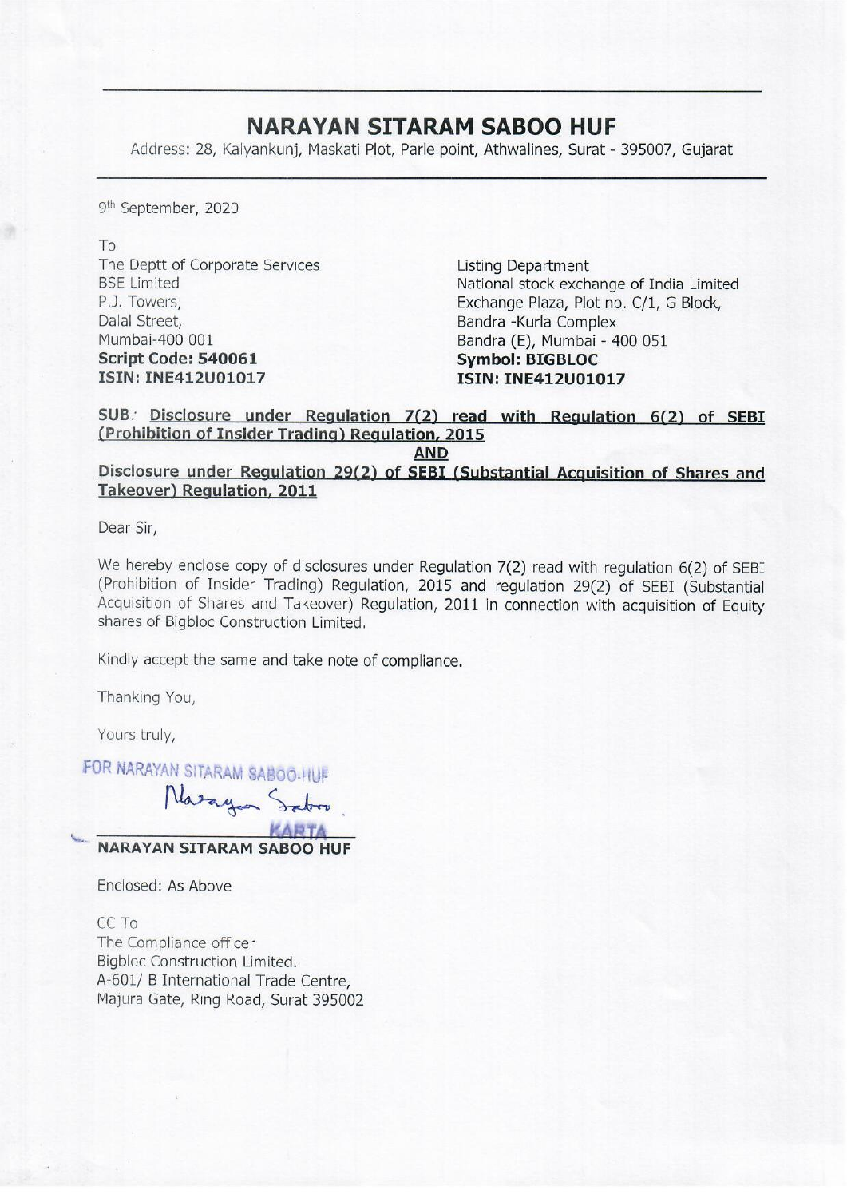# NARAYAN SITARAM SABOO HUF

Address: 28, Kalyankunj, Maskati Plot, Parle point, Athwalines, Surat - 395007, Gujarat

9th September, 2020

To

The Deptt of Corporate Services
BSE Limited
P.J. Towers,
Dalal Street,
Mumbai-400 001
**Script Code: 540061**
**ISIN: INE412U01017**

Listing Department
National stock exchange of India Limited
Exchange Plaza, Plot no. C/1, G Block,
Bandra -Kurla Complex
Bandra (E), Mumbai - 400 051
**Symbol: BIGBLOC**
**ISIN: INE412U01017**

**SUB: Disclosure under Regulation 7(2) read with Regulation 6(2) of SEBI (Prohibition of Insider Trading) Regulation, 2015**

**AND**

**Disclosure under Regulation 29(2) of SEBI (Substantial Acquisition of Shares and Takeover) Regulation, 2011**

Dear Sir,

We hereby enclose copy of disclosures under Regulation 7(2) read with regulation 6(2) of SEBI (Prohibition of Insider Trading) Regulation, 2015 and regulation 29(2) of SEBI (Substantial Acquisition of Shares and Takeover) Regulation, 2011 in connection with acquisition of Equity shares of Bigbloc Construction Limited.

Kindly accept the same and take note of compliance.

Thanking You,

Yours truly,

FOR NARAYAN SITARAM SABOO-HUF

Narayan Saboo

KARTA

**NARAYAN SITARAM SABOO HUF**

Enclosed: As Above

CC To
The Compliance officer
Bigbloc Construction Limited.
A-601/ B International Trade Centre,
Majura Gate, Ring Road, Surat 395002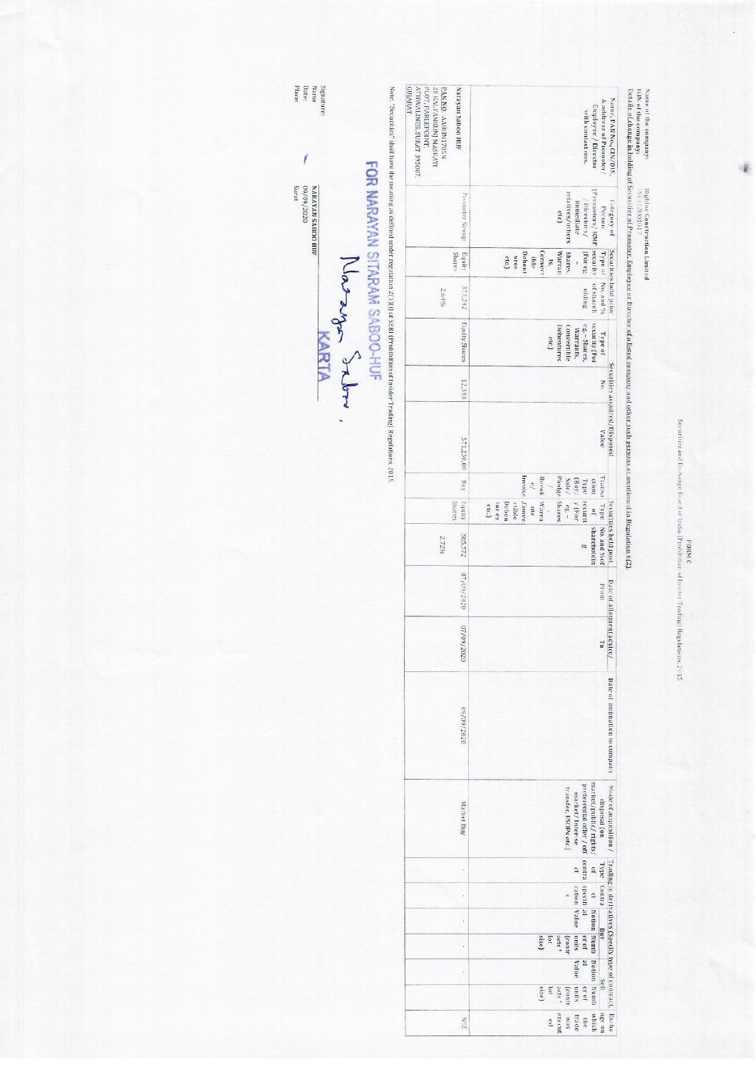FORM C

Securities and Exchange Board of India (Prohibition of Insider Trading) Regulations, 2015

Name of the company: Rajoo Construction Limited (Rajoo Construction Limited)

ISIN of the company:

Details of change in holding of Securities of Promoter, Employee or Director of a listed company and other such persons as mentioned in Regulation 6(2).

| Name, PAN No., CIN/DIN, & address of Promoter/ Employee / Director with contact nos. | Category of Person (Promoters/ KMP / Directors/ immediate relatives/others etc.) | Securities held prior to acquisition/disposal | | Securities acquired/Disposed | | | | Securities held post acquisition/disposal | | Date of allotment advice/ acquisition of shares/ sale of shares specify | | Date of intimation to company | Mode of acquisition / disposal (on market/public/ rights/ preferential offer / off market/ Inter-se transfer, ESOPs etc.) | Trading in derivatives (Specify type of contract, Futures or Options etc) | | | | | | Exchange on which the trade was executed |
|---|---|---|---|---|---|---|---|---|---|---|---|---|---|---|---|---|---|---|---|---|
| | | Type of security (For eg. – Shares, Warrants, Convertible Debentures etc.) | No. and % of shareholding | Type of security (For eg. – Shares, Warrants, Convertible Debentures etc.) | No. | Value | Transaction Type (Buy/ Sale/ Pledge / Revoke/ Invoke) | Type of security (For eg. – Shares, Warrants, Convertible Debentures etc.) | No. and % of shareholding | From | To | | | Type of contract | Contract specifications | Buy | | Sell | | |
| | | | | | | | | | | | | | | | | Notional Value | Number of units (contracts * lot size) | Notional Value | Number of units (contracts * lot size) | |
| Narayan Saboo HUF<br>PAN NO.: AABHN1785N<br>28 KALYANKUNJ MAHAVIR PLOT, PARLE POINT, ATHWALINES, SURAT 395007, GUJARAT | Promoter Group | Equity Shares | 373,242<br>2.69% | Equity Shares | 12,330 | 571,236.00 | Buy | Equity Shares | 385,572<br>2.72% | 07/09/2020 | 07/09/2020 | 09/09/2020 | Market Buy | - | - | - | - | - | - | NSE |

Note: "Securities" shall have the meaning as defined under regulation 2(1)(i) of SEBI (Prohibition of Insider Trading) Regulations, 2015.

FOR NARAYAN SITARAM SABOO-HUF

KARTA

Signature:

Name: NARAYAN SABOO HUF

Date: 09/09/2020

Place: Surat